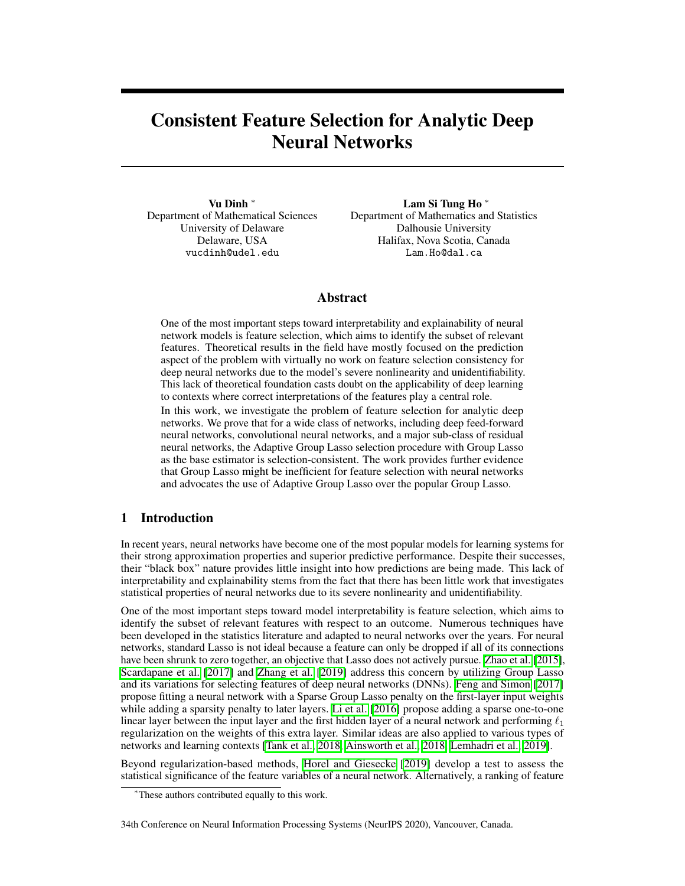# Consistent Feature Selection for Analytic Deep Neural Networks

**Vu Dinh** [*]
Department of Mathematical Sciences
University of Delaware
Delaware, USA
vucdinh@udel.edu

**Lam Si Tung Ho** [*]
Department of Mathematics and Statistics
Dalhousie University
Halifax, Nova Scotia, Canada
Lam.Ho@dal.ca

## Abstract

One of the most important steps toward interpretability and explainability of neural network models is feature selection, which aims to identify the subset of relevant features. Theoretical results in the field have mostly focused on the prediction aspect of the problem with virtually no work on feature selection consistency for deep neural networks due to the model's severe nonlinearity and unidentifiability. This lack of theoretical foundation casts doubt on the applicability of deep learning to contexts where correct interpretations of the features play a central role.

In this work, we investigate the problem of feature selection for analytic deep networks. We prove that for a wide class of networks, including deep feed-forward neural networks, convolutional neural networks, and a major sub-class of residual neural networks, the Adaptive Group Lasso selection procedure with Group Lasso as the base estimator is selection-consistent. The work provides further evidence that Group Lasso might be inefficient for feature selection with neural networks and advocates the use of Adaptive Group Lasso over the popular Group Lasso.

## 1 Introduction

In recent years, neural networks have become one of the most popular models for learning systems for their strong approximation properties and superior predictive performance. Despite their successes, their "black box" nature provides little insight into how predictions are being made. This lack of interpretability and explainability stems from the fact that there has been little work that investigates statistical properties of neural networks due to its severe nonlinearity and unidentifiability.

One of the most important steps toward model interpretability is feature selection, which aims to identify the subset of relevant features with respect to an outcome. Numerous techniques have been developed in the statistics literature and adapted to neural networks over the years. For neural networks, standard Lasso is not ideal because a feature can only be dropped if all of its connections have been shrunk to zero together, an objective that Lasso does not actively pursue. Zhao et al. [2015], Scardapane et al. [2017] and Zhang et al. [2019] address this concern by utilizing Group Lasso and its variations for selecting features of deep neural networks (DNNs). Feng and Simon [2017] propose fitting a neural network with a Sparse Group Lasso penalty on the first-layer input weights while adding a sparsity penalty to later layers. Li et al. [2016] propose adding a sparse one-to-one linear layer between the input layer and the first hidden layer of a neural network and performing $\ell_1$ regularization on the weights of this extra layer. Similar ideas are also applied to various types of networks and learning contexts [Tank et al., 2018, Ainsworth et al., 2018, Lemhadri et al., 2019].

Beyond regularization-based methods, Horel and Giesecke [2019] develop a test to assess the statistical significance of the feature variables of a neural network. Alternatively, a ranking of feature

[*]These authors contributed equally to this work.

34th Conference on Neural Information Processing Systems (NeurIPS 2020), Vancouver, Canada.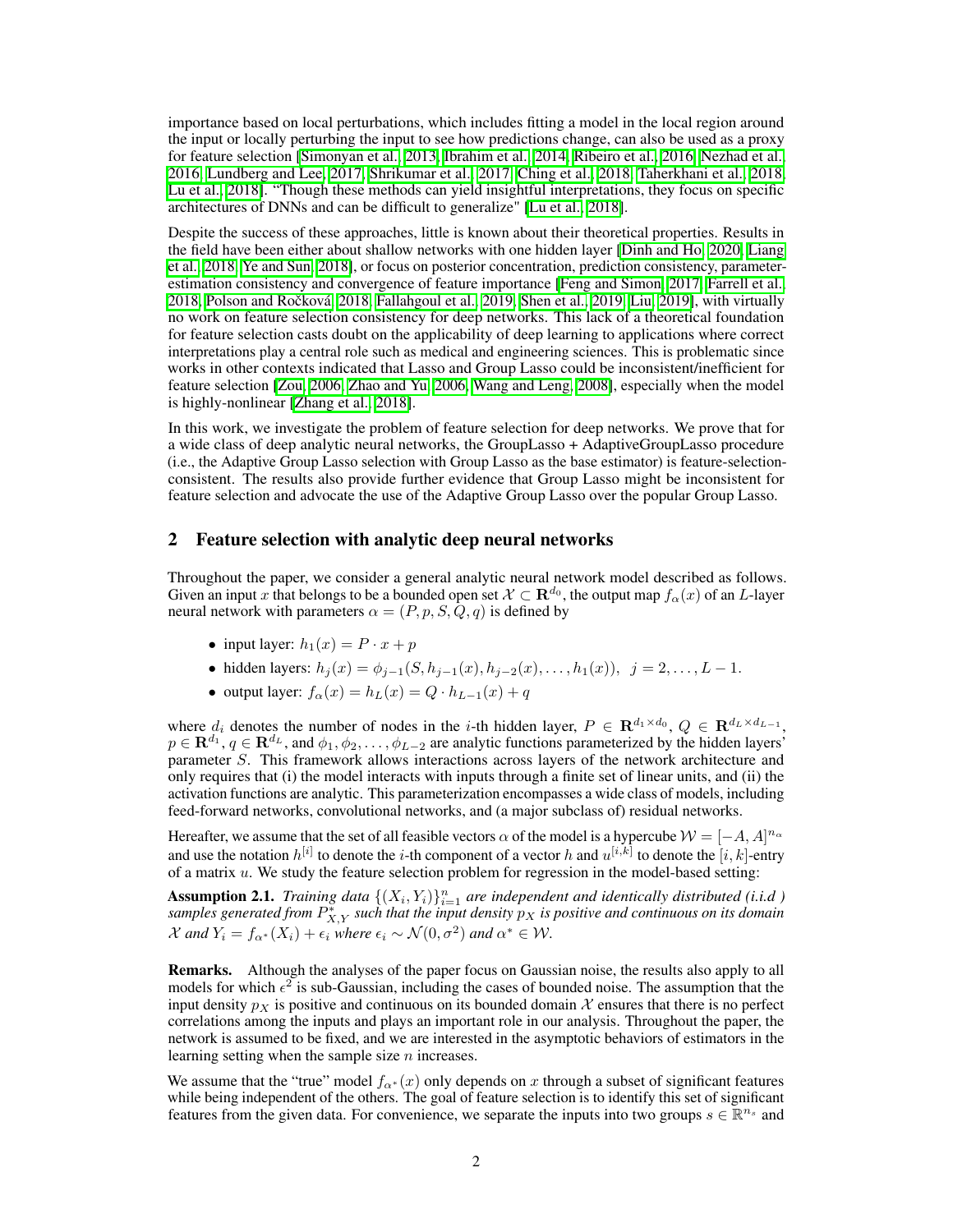importance based on local perturbations, which includes fitting a model in the local region around the input or locally perturbing the input to see how predictions change, can also be used as a proxy for feature selection [Simonyan et al., 2013, Ibrahim et al., 2014, Ribeiro et al., 2016, Nezhad et al., 2016, Lundberg and Lee, 2017, Shrikumar et al., 2017, Ching et al., 2018, Taherkhani et al., 2018, Lu et al., 2018]. "Though these methods can yield insightful interpretations, they focus on specific architectures of DNNs and can be difficult to generalize" [Lu et al., 2018].

Despite the success of these approaches, little is known about their theoretical properties. Results in the field have been either about shallow networks with one hidden layer [Dinh and Ho, 2020, Liang et al., 2018, Ye and Sun, 2018], or focus on posterior concentration, prediction consistency, parameter-estimation consistency and convergence of feature importance [Feng and Simon, 2017, Farrell et al., 2018, Polson and Ročková, 2018, Fallahgoul et al., 2019, Shen et al., 2019, Liu, 2019], with virtually no work on feature selection consistency for deep networks. This lack of a theoretical foundation for feature selection casts doubt on the applicability of deep learning to applications where correct interpretations play a central role such as medical and engineering sciences. This is problematic since works in other contexts indicated that Lasso and Group Lasso could be inconsistent/inefficient for feature selection [Zou, 2006, Zhao and Yu, 2006, Wang and Leng, 2008], especially when the model is highly-nonlinear [Zhang et al., 2018].

In this work, we investigate the problem of feature selection for deep networks. We prove that for a wide class of deep analytic neural networks, the GroupLasso + AdaptiveGroupLasso procedure (i.e., the Adaptive Group Lasso selection with Group Lasso as the base estimator) is feature-selection-consistent. The results also provide further evidence that Group Lasso might be inconsistent for feature selection and advocate the use of the Adaptive Group Lasso over the popular Group Lasso.

## 2 Feature selection with analytic deep neural networks

Throughout the paper, we consider a general analytic neural network model described as follows. Given an input $x$ that belongs to be a bounded open set $\mathcal{X} \subset \mathbf{R}^{d_0}$, the output map $f_\alpha(x)$ of an $L$-layer neural network with parameters $\alpha = (P, p, S, Q, q)$ is defined by

- input layer: $h_1(x) = P \cdot x + p$
- hidden layers: $h_j(x) = \phi_{j-1}(S, h_{j-1}(x), h_{j-2}(x), \ldots, h_1(x)), \;\; j = 2, \ldots, L-1.$
- output layer: $f_\alpha(x) = h_L(x) = Q \cdot h_{L-1}(x) + q$

where $d_i$ denotes the number of nodes in the $i$-th hidden layer, $P \in \mathbf{R}^{d_1 \times d_0}$, $Q \in \mathbf{R}^{d_L \times d_{L-1}}$, $p \in \mathbf{R}^{d_1}$, $q \in \mathbf{R}^{d_L}$, and $\phi_1, \phi_2, \ldots, \phi_{L-2}$ are analytic functions parameterized by the hidden layers' parameter $S$. This framework allows interactions across layers of the network architecture and only requires that (i) the model interacts with inputs through a finite set of linear units, and (ii) the activation functions are analytic. This parameterization encompasses a wide class of models, including feed-forward networks, convolutional networks, and (a major subclass of) residual networks.

Hereafter, we assume that the set of all feasible vectors $\alpha$ of the model is a hypercube $\mathcal{W} = [-A, A]^{n_\alpha}$ and use the notation $h^{[i]}$ to denote the $i$-th component of a vector $h$ and $u^{[i,k]}$ to denote the $[i, k]$-entry of a matrix $u$. We study the feature selection problem for regression in the model-based setting:

**Assumption 2.1.** *Training data $\{(X_i, Y_i)\}_{i=1}^n$ are independent and identically distributed (i.i.d ) samples generated from $P^*_{X,Y}$ such that the input density $p_X$ is positive and continuous on its domain $\mathcal{X}$ and $Y_i = f_{\alpha^*}(X_i) + \epsilon_i$ where $\epsilon_i \sim \mathcal{N}(0, \sigma^2)$ and $\alpha^* \in \mathcal{W}$.*

**Remarks.** Although the analyses of the paper focus on Gaussian noise, the results also apply to all models for which $\epsilon^2$ is sub-Gaussian, including the cases of bounded noise. The assumption that the input density $p_X$ is positive and continuous on its bounded domain $\mathcal{X}$ ensures that there is no perfect correlations among the inputs and plays an important role in our analysis. Throughout the paper, the network is assumed to be fixed, and we are interested in the asymptotic behaviors of estimators in the learning setting when the sample size $n$ increases.

We assume that the "true" model $f_{\alpha^*}(x)$ only depends on $x$ through a subset of significant features while being independent of the others. The goal of feature selection is to identify this set of significant features from the given data. For convenience, we separate the inputs into two groups $s \in \mathbb{R}^{n_s}$ and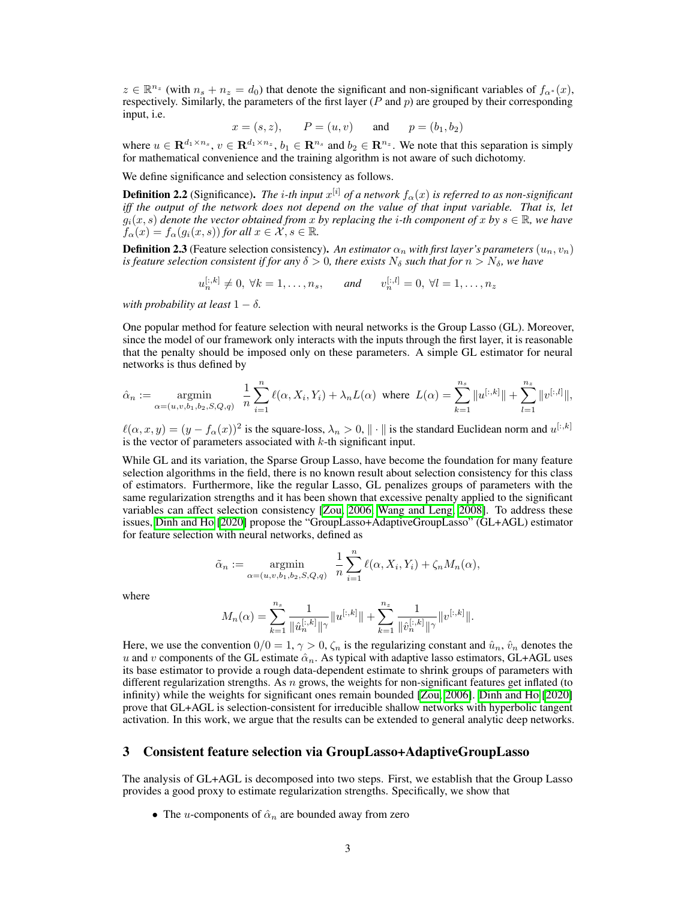$z \in \mathbb{R}^{n_z}$ (with $n_s + n_z = d_0$) that denote the significant and non-significant variables of $f_{\alpha^*}(x)$, respectively. Similarly, the parameters of the first layer ($P$ and $p$) are grouped by their corresponding input, i.e.

$$x = (s, z), \qquad P = (u, v) \qquad \text{and} \qquad p = (b_1, b_2)$$

where $u \in \mathbf{R}^{d_1 \times n_s}$, $v \in \mathbf{R}^{d_1 \times n_z}$, $b_1 \in \mathbf{R}^{n_s}$ and $b_2 \in \mathbf{R}^{n_z}$. We note that this separation is simply for mathematical convenience and the training algorithm is not aware of such dichotomy.

We define significance and selection consistency as follows.

**Definition 2.2** (Significance). *The $i$-th input $x^{[i]}$ of a network $f_\alpha(x)$ is referred to as non-significant iff the output of the network does not depend on the value of that input variable. That is, let $g_i(x, s)$ denote the vector obtained from $x$ by replacing the $i$-th component of $x$ by $s \in \mathbb{R}$, we have $f_\alpha(x) = f_\alpha(g_i(x, s))$ for all $x \in \mathcal{X}, s \in \mathbb{R}$.*

**Definition 2.3** (Feature selection consistency). *An estimator $\alpha_n$ with first layer's parameters $(u_n, v_n)$ is feature selection consistent if for any $\delta > 0$, there exists $N_\delta$ such that for $n > N_\delta$, we have*

$$u_n^{[:,k]} \neq 0, \ \forall k = 1, \ldots, n_s, \qquad \textit{and} \qquad v_n^{[:,l]} = 0, \ \forall l = 1, \ldots, n_z$$

*with probability at least $1 - \delta$.*

One popular method for feature selection with neural networks is the Group Lasso (GL). Moreover, since the model of our framework only interacts with the inputs through the first layer, it is reasonable that the penalty should be imposed only on these parameters. A simple GL estimator for neural networks is thus defined by

$$\hat{\alpha}_n := \underset{\alpha=(u,v,b_1,b_2,S,Q,q)}{\operatorname{argmin}} \ \frac{1}{n}\sum_{i=1}^{n} \ell(\alpha, X_i, Y_i) + \lambda_n L(\alpha) \ \text{ where } \ L(\alpha) = \sum_{k=1}^{n_s} \|u^{[:,k]}\| + \sum_{l=1}^{n_z} \|v^{[:,l]}\|,$$

$\ell(\alpha, x, y) = (y - f_\alpha(x))^2$ is the square-loss, $\lambda_n > 0$, $\|\cdot\|$ is the standard Euclidean norm and $u^{[:,k]}$ is the vector of parameters associated with $k$-th significant input.

While GL and its variation, the Sparse Group Lasso, have become the foundation for many feature selection algorithms in the field, there is no known result about selection consistency for this class of estimators. Furthermore, like the regular Lasso, GL penalizes groups of parameters with the same regularization strengths and it has been shown that excessive penalty applied to the significant variables can affect selection consistency [Zou, 2006, Wang and Leng, 2008]. To address these issues, Dinh and Ho [2020] propose the "GroupLasso+AdaptiveGroupLasso" (GL+AGL) estimator for feature selection with neural networks, defined as

$$\tilde{\alpha}_n := \underset{\alpha=(u,v,b_1,b_2,S,Q,q)}{\operatorname{argmin}} \ \frac{1}{n}\sum_{i=1}^{n} \ell(\alpha, X_i, Y_i) + \zeta_n M_n(\alpha),$$

where

$$M_n(\alpha) = \sum_{k=1}^{n_s} \frac{1}{\|\hat{u}_n^{[:,k]}\|^\gamma}\|u^{[:,k]}\| + \sum_{k=1}^{n_z} \frac{1}{\|\hat{v}_n^{[:,k]}\|^\gamma}\|v^{[:,k]}\|.$$

Here, we use the convention $0/0 = 1$, $\gamma > 0$, $\zeta_n$ is the regularizing constant and $\hat{u}_n$, $\hat{v}_n$ denotes the $u$ and $v$ components of the GL estimate $\hat{\alpha}_n$. As typical with adaptive lasso estimators, GL+AGL uses its base estimator to provide a rough data-dependent estimate to shrink groups of parameters with different regularization strengths. As $n$ grows, the weights for non-significant features get inflated (to infinity) while the weights for significant ones remain bounded [Zou, 2006]. Dinh and Ho [2020] prove that GL+AGL is selection-consistent for irreducible shallow networks with hyperbolic tangent activation. In this work, we argue that the results can be extended to general analytic deep networks.

## 3 Consistent feature selection via GroupLasso+AdaptiveGroupLasso

The analysis of GL+AGL is decomposed into two steps. First, we establish that the Group Lasso provides a good proxy to estimate regularization strengths. Specifically, we show that

- The $u$-components of $\hat{\alpha}_n$ are bounded away from zero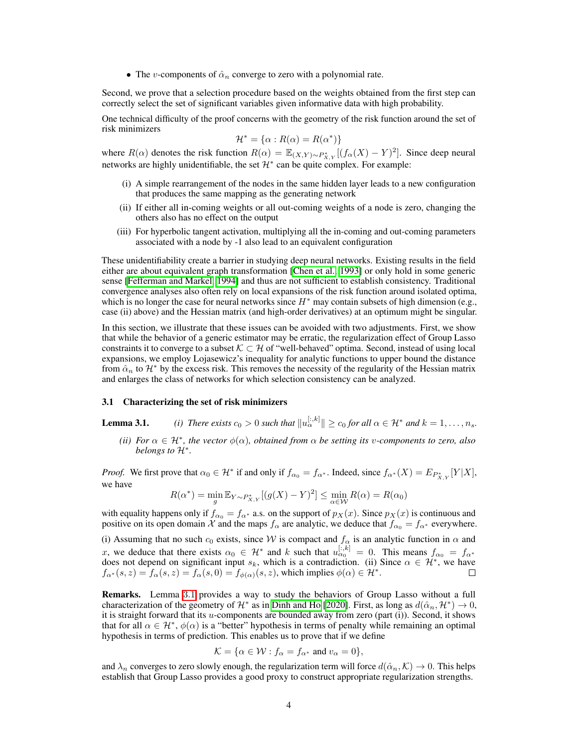- The $v$-components of $\hat{\alpha}_n$ converge to zero with a polynomial rate.

Second, we prove that a selection procedure based on the weights obtained from the first step can correctly select the set of significant variables given informative data with high probability.

One technical difficulty of the proof concerns with the geometry of the risk function around the set of risk minimizers

$$\mathcal{H}^* = \{\alpha : R(\alpha) = R(\alpha^*)\}$$

where $R(\alpha)$ denotes the risk function $R(\alpha) = \mathbb{E}_{(X,Y)\sim P^*_{X,Y}}[(f_\alpha(X) - Y)^2]$. Since deep neural networks are highly unidentifiable, the set $\mathcal{H}^*$ can be quite complex. For example:

(i) A simple rearrangement of the nodes in the same hidden layer leads to a new configuration that produces the same mapping as the generating network

(ii) If either all in-coming weights or all out-coming weights of a node is zero, changing the others also has no effect on the output

(iii) For hyperbolic tangent activation, multiplying all the in-coming and out-coming parameters associated with a node by -1 also lead to an equivalent configuration

These unidentifiability create a barrier in studying deep neural networks. Existing results in the field either are about equivalent graph transformation [Chen et al., 1993] or only hold in some generic sense [Fefferman and Markel, 1994] and thus are not sufficient to establish consistency. Traditional convergence analyses also often rely on local expansions of the risk function around isolated optima, which is no longer the case for neural networks since $H^*$ may contain subsets of high dimension (e.g., case (ii) above) and the Hessian matrix (and high-order derivatives) at an optimum might be singular.

In this section, we illustrate that these issues can be avoided with two adjustments. First, we show that while the behavior of a generic estimator may be erratic, the regularization effect of Group Lasso constraints it to converge to a subset $\mathcal{K} \subset \mathcal{H}$ of "well-behaved" optima. Second, instead of using local expansions, we employ Lojasewicz's inequality for analytic functions to upper bound the distance from $\hat{\alpha}_n$ to $\mathcal{H}^*$ by the excess risk. This removes the necessity of the regularity of the Hessian matrix and enlarges the class of networks for which selection consistency can be analyzed.

### 3.1 Characterizing the set of risk minimizers

**Lemma 3.1.** *(i) There exists $c_0 > 0$ such that $\|u_\alpha^{[:,k]}\| \geq c_0$ for all $\alpha \in \mathcal{H}^*$ and $k = 1, \ldots, n_s$.*

*(ii) For $\alpha \in \mathcal{H}^*$, the vector $\phi(\alpha)$, obtained from $\alpha$ be setting its $v$-components to zero, also belongs to $\mathcal{H}^*$.*

*Proof.* We first prove that $\alpha_0 \in \mathcal{H}^*$ if and only if $f_{\alpha_0} = f_{\alpha^*}$. Indeed, since $f_{\alpha^*}(X) = E_{P^*_{X,Y}}[Y|X]$, we have

$$R(\alpha^*) = \min_g \mathbb{E}_{Y\sim P^*_{X,Y}}[(g(X) - Y)^2] \leq \min_{\alpha \in \mathcal{W}} R(\alpha) = R(\alpha_0)$$

with equality happens only if $f_{\alpha_0} = f_{\alpha^*}$ a.s. on the support of $p_X(x)$. Since $p_X(x)$ is continuous and positive on its open domain $\mathcal{X}$ and the maps $f_\alpha$ are analytic, we deduce that $f_{\alpha_0} = f_{\alpha^*}$ everywhere.

(i) Assuming that no such $c_0$ exists, since $\mathcal{W}$ is compact and $f_\alpha$ is an analytic function in $\alpha$ and $x$, we deduce that there exists $\alpha_0 \in \mathcal{H}^*$ and $k$ such that $u_{\alpha_0}^{[:,k]} = 0$. This means $f_{\alpha_0} = f_{\alpha^*}$ does not depend on significant input $s_k$, which is a contradiction. (ii) Since $\alpha \in \mathcal{H}^*$, we have $f_{\alpha^*}(s, z) = f_\alpha(s, z) = f_\alpha(s, 0) = f_{\phi(\alpha)}(s, z)$, which implies $\phi(\alpha) \in \mathcal{H}^*$. $\square$

**Remarks.** Lemma 3.1 provides a way to study the behaviors of Group Lasso without a full characterization of the geometry of $\mathcal{H}^*$ as in Dinh and Ho [2020]. First, as long as $d(\hat{\alpha}_n, \mathcal{H}^*) \to 0$, it is straight forward that its $u$-components are bounded away from zero (part (i)). Second, it shows that for all $\alpha \in \mathcal{H}^*$, $\phi(\alpha)$ is a "better" hypothesis in terms of penalty while remaining an optimal hypothesis in terms of prediction. This enables us to prove that if we define

$$\mathcal{K} = \{\alpha \in \mathcal{W} : f_\alpha = f_{\alpha^*} \text{ and } v_\alpha = 0\},$$

and $\lambda_n$ converges to zero slowly enough, the regularization term will force $d(\hat{\alpha}_n, \mathcal{K}) \to 0$. This helps establish that Group Lasso provides a good proxy to construct appropriate regularization strengths.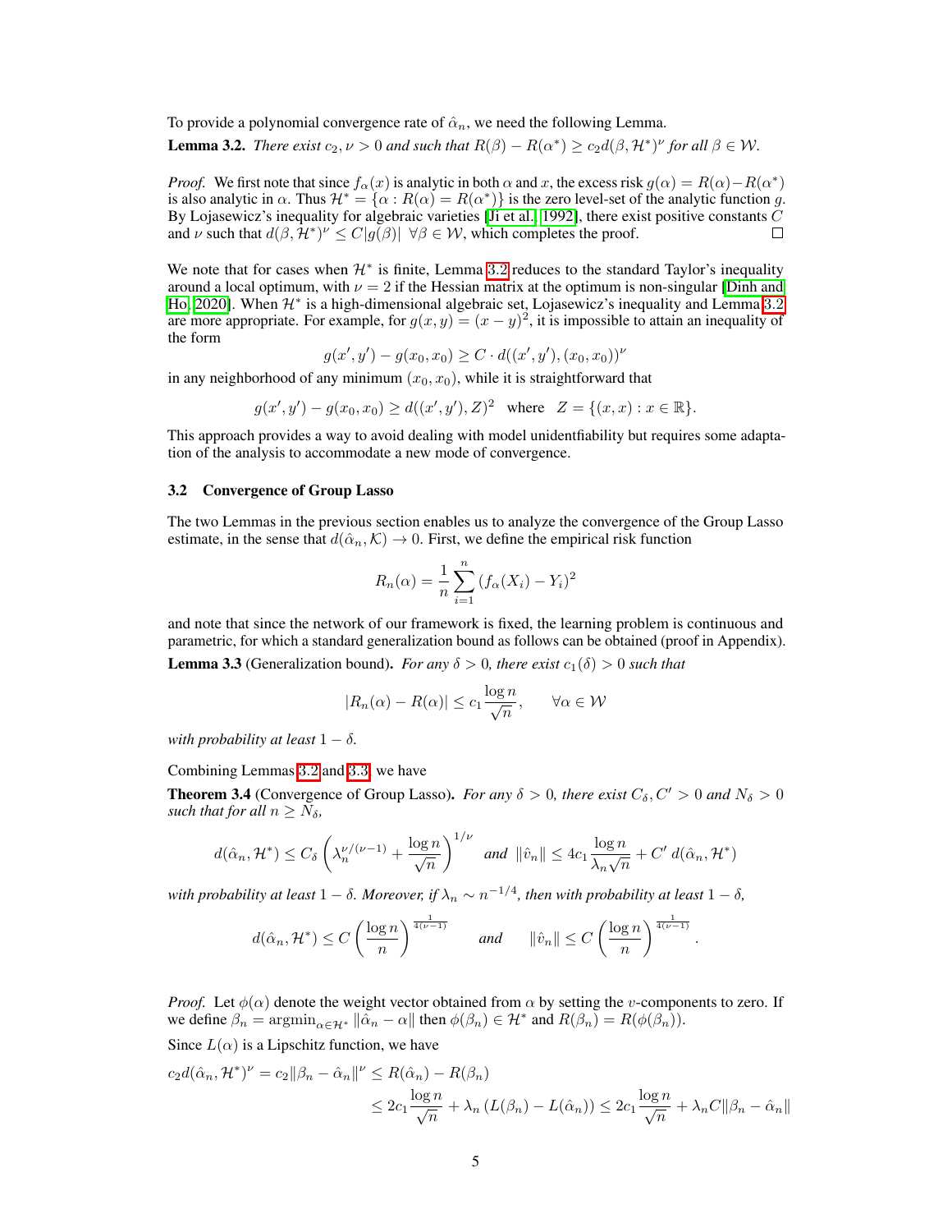To provide a polynomial convergence rate of $\hat{\alpha}_n$, we need the following Lemma.

**Lemma 3.2.** *There exist $c_2, \nu > 0$ and such that $R(\beta) - R(\alpha^*) \geq c_2 d(\beta, \mathcal{H}^*)^\nu$ for all $\beta \in \mathcal{W}$.*

*Proof.* We first note that since $f_\alpha(x)$ is analytic in both $\alpha$ and $x$, the excess risk $g(\alpha) = R(\alpha) - R(\alpha^*)$ is also analytic in $\alpha$. Thus $\mathcal{H}^* = \{\alpha : R(\alpha) = R(\alpha^*)\}$ is the zero level-set of the analytic function $g$. By Lojasewicz's inequality for algebraic varieties [Ji et al., 1992], there exist positive constants $C$ and $\nu$ such that $d(\beta, \mathcal{H}^*)^\nu \leq C|g(\beta)| \ \ \forall \beta \in \mathcal{W}$, which completes the proof. □

We note that for cases when $\mathcal{H}^*$ is finite, Lemma 3.2 reduces to the standard Taylor's inequality around a local optimum, with $\nu = 2$ if the Hessian matrix at the optimum is non-singular [Dinh and Ho, 2020]. When $\mathcal{H}^*$ is a high-dimensional algebraic set, Lojasewicz's inequality and Lemma 3.2 are more appropriate. For example, for $g(x, y) = (x - y)^2$, it is impossible to attain an inequality of the form

$$g(x', y') - g(x_0, x_0) \geq C \cdot d((x', y'), (x_0, x_0))^\nu$$

in any neighborhood of any minimum $(x_0, x_0)$, while it is straightforward that

$$g(x', y') - g(x_0, x_0) \geq d((x', y'), Z)^2 \quad \text{where} \quad Z = \{(x, x) : x \in \mathbb{R}\}.$$

This approach provides a way to avoid dealing with model unidentfiability but requires some adaptation of the analysis to accommodate a new mode of convergence.

### 3.2 Convergence of Group Lasso

The two Lemmas in the previous section enables us to analyze the convergence of the Group Lasso estimate, in the sense that $d(\hat{\alpha}_n, \mathcal{K}) \to 0$. First, we define the empirical risk function

$$R_n(\alpha) = \frac{1}{n} \sum_{i=1}^{n} (f_\alpha(X_i) - Y_i)^2$$

and note that since the network of our framework is fixed, the learning problem is continuous and parametric, for which a standard generalization bound as follows can be obtained (proof in Appendix).

**Lemma 3.3** (Generalization bound)**.** *For any $\delta > 0$, there exist $c_1(\delta) > 0$ such that*

$$|R_n(\alpha) - R(\alpha)| \leq c_1 \frac{\log n}{\sqrt{n}}, \qquad \forall \alpha \in \mathcal{W}$$

*with probability at least $1 - \delta$.*

Combining Lemmas 3.2 and 3.3, we have

**Theorem 3.4** (Convergence of Group Lasso)**.** *For any $\delta > 0$, there exist $C_\delta, C' > 0$ and $N_\delta > 0$ such that for all $n \geq N_\delta$,*

$$d(\hat{\alpha}_n, \mathcal{H}^*) \leq C_\delta \left( \lambda_n^{\nu/(\nu-1)} + \frac{\log n}{\sqrt{n}} \right)^{1/\nu} \quad \text{and} \quad \|\hat{v}_n\| \leq 4c_1 \frac{\log n}{\lambda_n \sqrt{n}} + C' \, d(\hat{\alpha}_n, \mathcal{H}^*)$$

*with probability at least $1 - \delta$. Moreover, if $\lambda_n \sim n^{-1/4}$, then with probability at least $1 - \delta$,*

$$d(\hat{\alpha}_n, \mathcal{H}^*) \leq C \left( \frac{\log n}{n} \right)^{\frac{1}{4(\nu-1)}} \qquad \text{and} \qquad \|\hat{v}_n\| \leq C \left( \frac{\log n}{n} \right)^{\frac{1}{4(\nu-1)}}.$$

*Proof.* Let $\phi(\alpha)$ denote the weight vector obtained from $\alpha$ by setting the $v$-components to zero. If we define $\beta_n = \operatorname{argmin}_{\alpha \in \mathcal{H}^*} \|\hat{\alpha}_n - \alpha\|$ then $\phi(\beta_n) \in \mathcal{H}^*$ and $R(\beta_n) = R(\phi(\beta_n))$.

Since $L(\alpha)$ is a Lipschitz function, we have

$$
\begin{aligned}
c_2 d(\hat{\alpha}_n, \mathcal{H}^*)^\nu = c_2 \|\beta_n - \hat{\alpha}_n\|^\nu &\leq R(\hat{\alpha}_n) - R(\beta_n) \\
&\leq 2c_1 \frac{\log n}{\sqrt{n}} + \lambda_n \left( L(\beta_n) - L(\hat{\alpha}_n) \right) \leq 2c_1 \frac{\log n}{\sqrt{n}} + \lambda_n C \|\beta_n - \hat{\alpha}_n\|
\end{aligned}
$$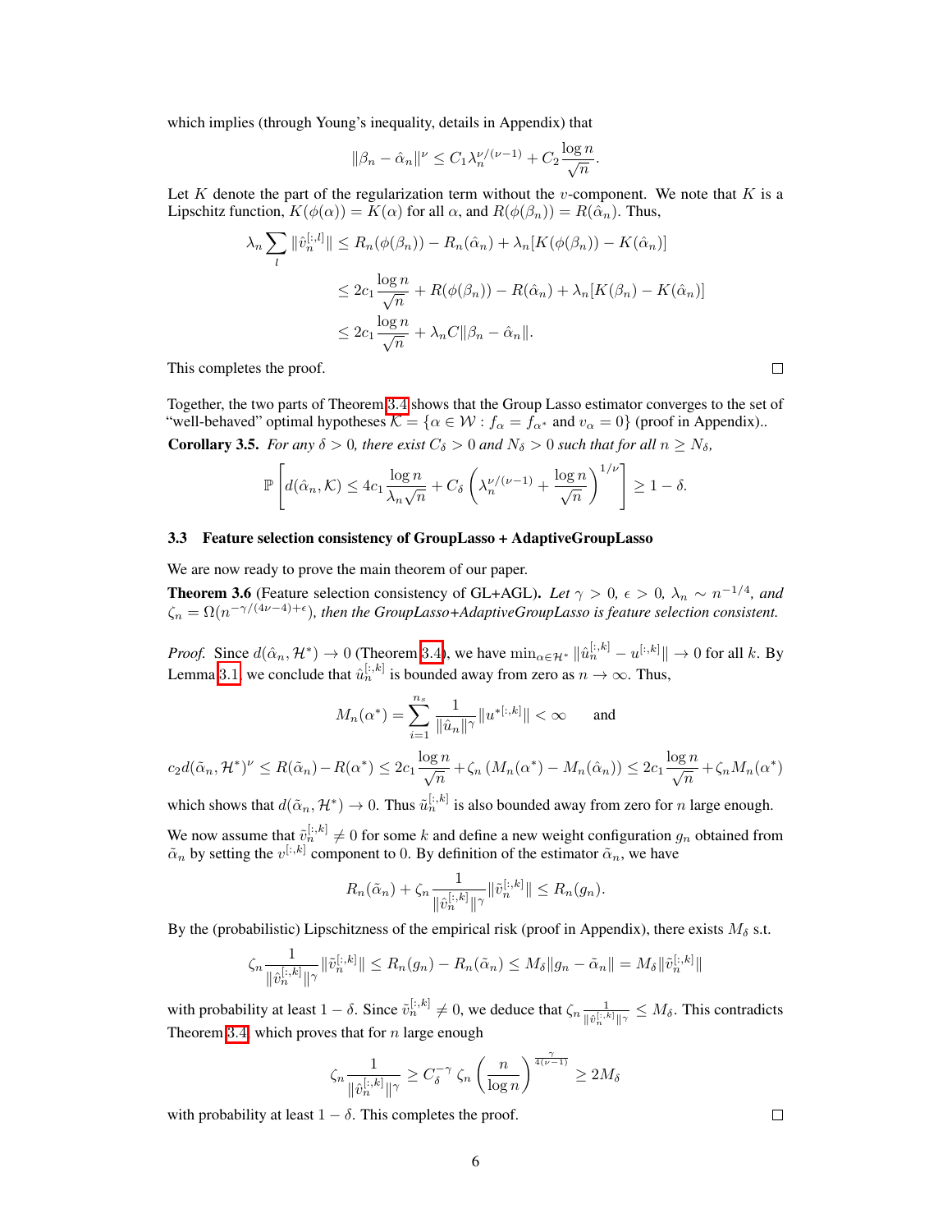which implies (through Young's inequality, details in Appendix) that

$$\|\beta_n - \hat{\alpha}_n\|^\nu \le C_1 \lambda_n^{\nu/(\nu-1)} + C_2 \frac{\log n}{\sqrt{n}}.$$

Let $K$ denote the part of the regularization term without the $v$-component. We note that $K$ is a Lipschitz function, $K(\phi(\alpha)) = K(\alpha)$ for all $\alpha$, and $R(\phi(\beta_n)) = R(\hat{\alpha}_n)$. Thus,

$$\begin{aligned}
\lambda_n \sum_l \|\hat{v}_n^{[:,l]}\| &\le R_n(\phi(\beta_n)) - R_n(\hat{\alpha}_n) + \lambda_n [K(\phi(\beta_n)) - K(\hat{\alpha}_n)] \\
&\le 2c_1 \frac{\log n}{\sqrt{n}} + R(\phi(\beta_n)) - R(\hat{\alpha}_n) + \lambda_n [K(\beta_n) - K(\hat{\alpha}_n)] \\
&\le 2c_1 \frac{\log n}{\sqrt{n}} + \lambda_n C \|\beta_n - \hat{\alpha}_n\|.
\end{aligned}$$

This completes the proof. □

Together, the two parts of Theorem 3.4 shows that the Group Lasso estimator converges to the set of "well-behaved" optimal hypotheses $\mathcal{K} = \{\alpha \in \mathcal{W} : f_\alpha = f_{\alpha^*} \text{ and } v_\alpha = 0\}$ (proof in Appendix)..

**Corollary 3.5.** *For any $\delta > 0$, there exist $C_\delta > 0$ and $N_\delta > 0$ such that for all $n \ge N_\delta$,*

$$\mathbb{P}\left[ d(\hat{\alpha}_n, \mathcal{K}) \le 4c_1 \frac{\log n}{\lambda_n \sqrt{n}} + C_\delta \left( \lambda_n^{\nu/(\nu-1)} + \frac{\log n}{\sqrt{n}} \right)^{1/\nu} \right] \ge 1 - \delta.$$

### 3.3 Feature selection consistency of GroupLasso + AdaptiveGroupLasso

We are now ready to prove the main theorem of our paper.

**Theorem 3.6** (Feature selection consistency of GL+AGL). *Let $\gamma > 0$, $\epsilon > 0$, $\lambda_n \sim n^{-1/4}$, and $\zeta_n = \Omega(n^{-\gamma/(4\nu-4)+\epsilon})$, then the GroupLasso+AdaptiveGroupLasso is feature selection consistent.*

*Proof.* Since $d(\hat{\alpha}_n, \mathcal{H}^*) \to 0$ (Theorem 3.4), we have $\min_{\alpha \in \mathcal{H}^*} \|\hat{u}_n^{[:,k]} - u^{[:,k]}\| \to 0$ for all $k$. By Lemma 3.1, we conclude that $\hat{u}_n^{[:,k]}$ is bounded away from zero as $n \to \infty$. Thus,

$$M_n(\alpha^*) = \sum_{i=1}^{n_s} \frac{1}{\|\hat{u}_n\|^\gamma} \|u^{*[:,k]}\| < \infty \qquad \text{and}$$

$$c_2 d(\tilde{\alpha}_n, \mathcal{H}^*)^\nu \le R(\tilde{\alpha}_n) - R(\alpha^*) \le 2c_1 \frac{\log n}{\sqrt{n}} + \zeta_n (M_n(\alpha^*) - M_n(\hat{\alpha}_n)) \le 2c_1 \frac{\log n}{\sqrt{n}} + \zeta_n M_n(\alpha^*)$$

which shows that $d(\tilde{\alpha}_n, \mathcal{H}^*) \to 0$. Thus $\tilde{u}_n^{[:,k]}$ is also bounded away from zero for $n$ large enough.

We now assume that $\tilde{v}_n^{[:,k]} \neq 0$ for some $k$ and define a new weight configuration $g_n$ obtained from $\tilde{\alpha}_n$ by setting the $v^{[:,k]}$ component to 0. By definition of the estimator $\tilde{\alpha}_n$, we have

$$R_n(\tilde{\alpha}_n) + \zeta_n \frac{1}{\|\hat{v}_n^{[:,k]}\|^\gamma} \|\tilde{v}_n^{[:,k]}\| \le R_n(g_n).$$

By the (probabilistic) Lipschitzness of the empirical risk (proof in Appendix), there exists $M_\delta$ s.t.

$$\zeta_n \frac{1}{\|\hat{v}_n^{[:,k]}\|^\gamma} \|\tilde{v}_n^{[:,k]}\| \le R_n(g_n) - R_n(\tilde{\alpha}_n) \le M_\delta \|g_n - \tilde{\alpha}_n\| = M_\delta \|\tilde{v}_n^{[:,k]}\|$$

with probability at least $1 - \delta$. Since $\tilde{v}_n^{[:,k]} \neq 0$, we deduce that $\zeta_n \frac{1}{\|\hat{v}_n^{[:,k]}\|^\gamma} \le M_\delta$. This contradicts Theorem 3.4, which proves that for $n$ large enough

$$\zeta_n \frac{1}{\|\hat{v}_n^{[:,k]}\|^\gamma} \ge C_\delta^{-\gamma} \zeta_n \left( \frac{n}{\log n} \right)^{\frac{\gamma}{4(\nu-1)}} \ge 2M_\delta$$

with probability at least $1 - \delta$. This completes the proof. □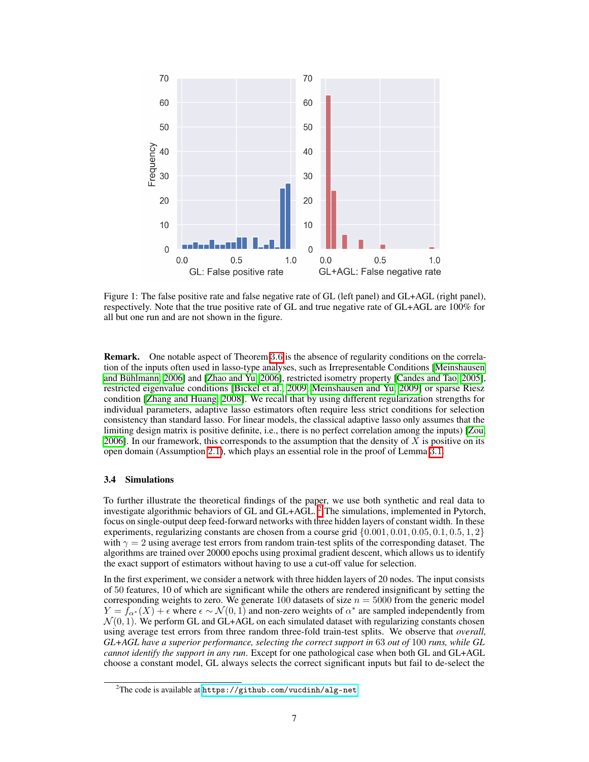Figure 1: The false positive rate and false negative rate of GL (left panel) and GL+AGL (right panel), respectively. Note that the true positive rate of GL and true negative rate of GL+AGL are 100% for all but one run and are not shown in the figure.

**Remark.** One notable aspect of Theorem 3.6 is the absence of regularity conditions on the correlation of the inputs often used in lasso-type analyses, such as Irrepresentable Conditions [Meinshausen and Bühlmann, 2006] and [Zhao and Yu, 2006], restricted isometry property [Candes and Tao, 2005], restricted eigenvalue conditions [Bickel et al., 2009, Meinshausen and Yu, 2009] or sparse Riesz condition [Zhang and Huang, 2008]. We recall that by using different regularization strengths for individual parameters, adaptive lasso estimators often require less strict conditions for selection consistency than standard lasso. For linear models, the classical adaptive lasso only assumes that the limiting design matrix is positive definite, i.e., there is no perfect correlation among the inputs) [Zou, 2006]. In our framework, this corresponds to the assumption that the density of $X$ is positive on its open domain (Assumption 2.1), which plays an essential role in the proof of Lemma 3.1.

### 3.4 Simulations

To further illustrate the theoretical findings of the paper, we use both synthetic and real data to investigate algorithmic behaviors of GL and GL+AGL. [2] The simulations, implemented in Pytorch, focus on single-output deep feed-forward networks with three hidden layers of constant width. In these experiments, regularizing constants are chosen from a course grid $\{0.001, 0.01, 0.05, 0.1, 0.5, 1, 2\}$ with $\gamma = 2$ using average test errors from random train-test splits of the corresponding dataset. The algorithms are trained over 20000 epochs using proximal gradient descent, which allows us to identify the exact support of estimators without having to use a cut-off value for selection.

In the first experiment, we consider a network with three hidden layers of 20 nodes. The input consists of 50 features, 10 of which are significant while the others are rendered insignificant by setting the corresponding weights to zero. We generate 100 datasets of size $n = 5000$ from the generic model $Y = f_{\alpha^*}(X) + \epsilon$ where $\epsilon \sim \mathcal{N}(0, 1)$ and non-zero weights of $\alpha^*$ are sampled independently from $\mathcal{N}(0, 1)$. We perform GL and GL+AGL on each simulated dataset with regularizing constants chosen using average test errors from three random three-fold train-test splits. We observe that *overall, GL+AGL have a superior performance, selecting the correct support in* 63 *out of* 100 *runs, while GL cannot identify the support in any run*. Except for one pathological case when both GL and GL+AGL choose a constant model, GL always selects the correct significant inputs but fail to de-select the

[2] The code is available at `https://github.com/vucdinh/alg-net`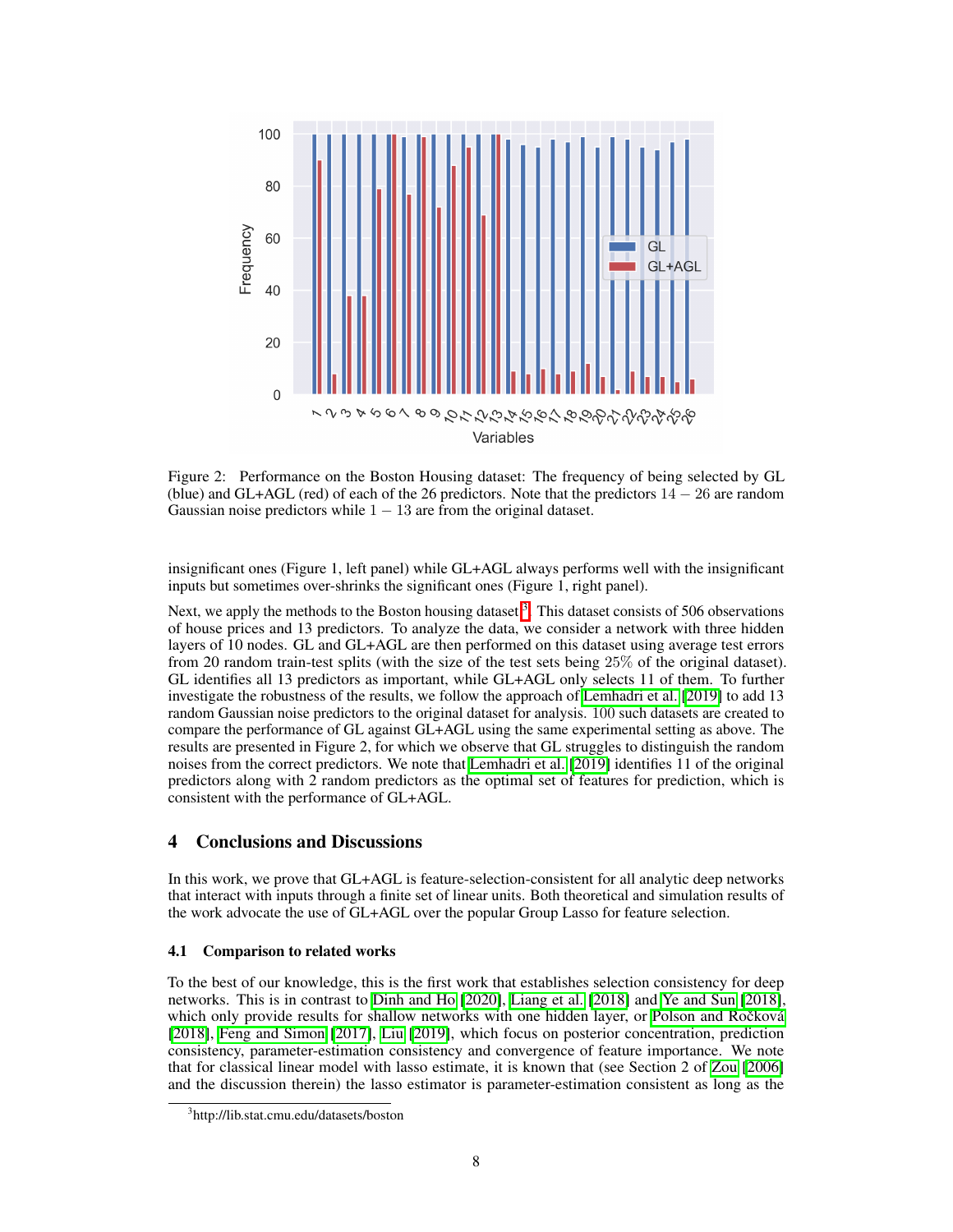Figure 2: Performance on the Boston Housing dataset: The frequency of being selected by GL (blue) and GL+AGL (red) of each of the 26 predictors. Note that the predictors $14 - 26$ are random Gaussian noise predictors while $1 - 13$ are from the original dataset.

insignificant ones (Figure 1, left panel) while GL+AGL always performs well with the insignificant inputs but sometimes over-shrinks the significant ones (Figure 1, right panel).

Next, we apply the methods to the Boston housing dataset[3]. This dataset consists of 506 observations of house prices and 13 predictors. To analyze the data, we consider a network with three hidden layers of 10 nodes. GL and GL+AGL are then performed on this dataset using average test errors from 20 random train-test splits (with the size of the test sets being 25% of the original dataset). GL identifies all 13 predictors as important, while GL+AGL only selects 11 of them. To further investigate the robustness of the results, we follow the approach of Lemhadri et al. [2019] to add 13 random Gaussian noise predictors to the original dataset for analysis. 100 such datasets are created to compare the performance of GL against GL+AGL using the same experimental setting as above. The results are presented in Figure 2, for which we observe that GL struggles to distinguish the random noises from the correct predictors. We note that Lemhadri et al. [2019] identifies 11 of the original predictors along with 2 random predictors as the optimal set of features for prediction, which is consistent with the performance of GL+AGL.

# 4 Conclusions and Discussions

In this work, we prove that GL+AGL is feature-selection-consistent for all analytic deep networks that interact with inputs through a finite set of linear units. Both theoretical and simulation results of the work advocate the use of GL+AGL over the popular Group Lasso for feature selection.

## 4.1 Comparison to related works

To the best of our knowledge, this is the first work that establishes selection consistency for deep networks. This is in contrast to Dinh and Ho [2020], Liang et al. [2018] and Ye and Sun [2018], which only provide results for shallow networks with one hidden layer, or Polson and Ročková [2018], Feng and Simon [2017], Liu [2019], which focus on posterior concentration, prediction consistency, parameter-estimation consistency and convergence of feature importance. We note that for classical linear model with lasso estimate, it is known that (see Section 2 of Zou [2006] and the discussion therein) the lasso estimator is parameter-estimation consistent as long as the

[3] http://lib.stat.cmu.edu/datasets/boston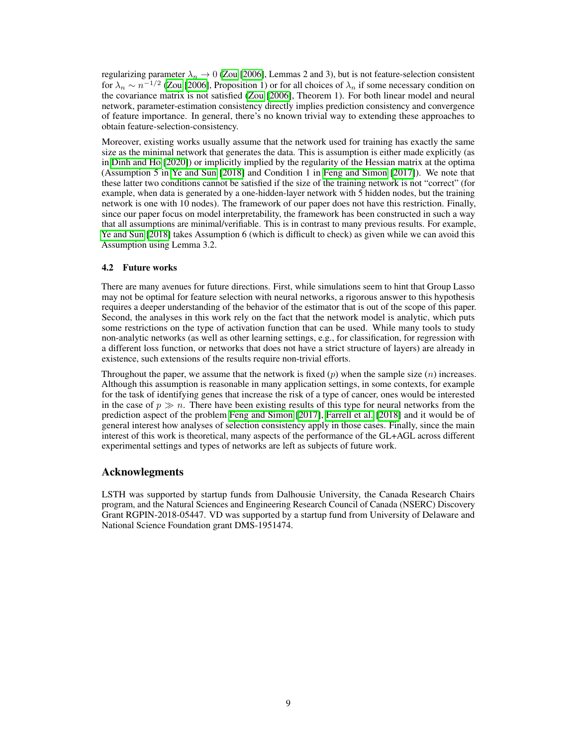regularizing parameter $\lambda_n \to 0$ (Zou [2006], Lemmas 2 and 3), but is not feature-selection consistent for $\lambda_n \sim n^{-1/2}$ (Zou [2006], Proposition 1) or for all choices of $\lambda_n$ if some necessary condition on the covariance matrix is not satisfied (Zou [2006], Theorem 1). For both linear model and neural network, parameter-estimation consistency directly implies prediction consistency and convergence of feature importance. In general, there's no known trivial way to extending these approaches to obtain feature-selection-consistency.

Moreover, existing works usually assume that the network used for training has exactly the same size as the minimal network that generates the data. This is assumption is either made explicitly (as in Dinh and Ho [2020]) or implicitly implied by the regularity of the Hessian matrix at the optima (Assumption 5 in Ye and Sun [2018] and Condition 1 in Feng and Simon [2017]). We note that these latter two conditions cannot be satisfied if the size of the training network is not "correct" (for example, when data is generated by a one-hidden-layer network with 5 hidden nodes, but the training network is one with 10 nodes). The framework of our paper does not have this restriction. Finally, since our paper focus on model interpretability, the framework has been constructed in such a way that all assumptions are minimal/verifiable. This is in contrast to many previous results. For example, Ye and Sun [2018] takes Assumption 6 (which is difficult to check) as given while we can avoid this Assumption using Lemma 3.2.

### 4.2 Future works

There are many avenues for future directions. First, while simulations seem to hint that Group Lasso may not be optimal for feature selection with neural networks, a rigorous answer to this hypothesis requires a deeper understanding of the behavior of the estimator that is out of the scope of this paper. Second, the analyses in this work rely on the fact that the network model is analytic, which puts some restrictions on the type of activation function that can be used. While many tools to study non-analytic networks (as well as other learning settings, e.g., for classification, for regression with a different loss function, or networks that does not have a strict structure of layers) are already in existence, such extensions of the results require non-trivial efforts.

Throughout the paper, we assume that the network is fixed ($p$) when the sample size ($n$) increases. Although this assumption is reasonable in many application settings, in some contexts, for example for the task of identifying genes that increase the risk of a type of cancer, ones would be interested in the case of $p \gg n$. There have been existing results of this type for neural networks from the prediction aspect of the problem Feng and Simon [2017], Farrell et al. [2018] and it would be of general interest how analyses of selection consistency apply in those cases. Finally, since the main interest of this work is theoretical, many aspects of the performance of the GL+AGL across different experimental settings and types of networks are left as subjects of future work.

## Acknowlegments

LSTH was supported by startup funds from Dalhousie University, the Canada Research Chairs program, and the Natural Sciences and Engineering Research Council of Canada (NSERC) Discovery Grant RGPIN-2018-05447. VD was supported by a startup fund from University of Delaware and National Science Foundation grant DMS-1951474.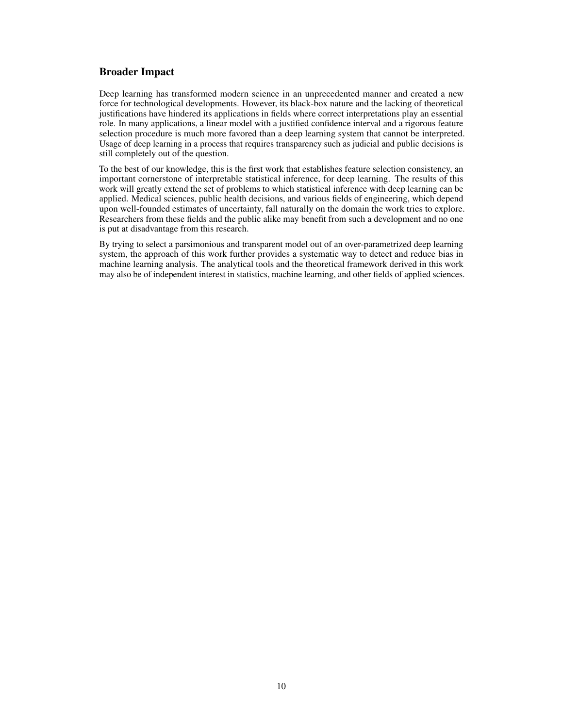## Broader Impact

Deep learning has transformed modern science in an unprecedented manner and created a new force for technological developments. However, its black-box nature and the lacking of theoretical justifications have hindered its applications in fields where correct interpretations play an essential role. In many applications, a linear model with a justified confidence interval and a rigorous feature selection procedure is much more favored than a deep learning system that cannot be interpreted. Usage of deep learning in a process that requires transparency such as judicial and public decisions is still completely out of the question.

To the best of our knowledge, this is the first work that establishes feature selection consistency, an important cornerstone of interpretable statistical inference, for deep learning. The results of this work will greatly extend the set of problems to which statistical inference with deep learning can be applied. Medical sciences, public health decisions, and various fields of engineering, which depend upon well-founded estimates of uncertainty, fall naturally on the domain the work tries to explore. Researchers from these fields and the public alike may benefit from such a development and no one is put at disadvantage from this research.

By trying to select a parsimonious and transparent model out of an over-parametrized deep learning system, the approach of this work further provides a systematic way to detect and reduce bias in machine learning analysis. The analytical tools and the theoretical framework derived in this work may also be of independent interest in statistics, machine learning, and other fields of applied sciences.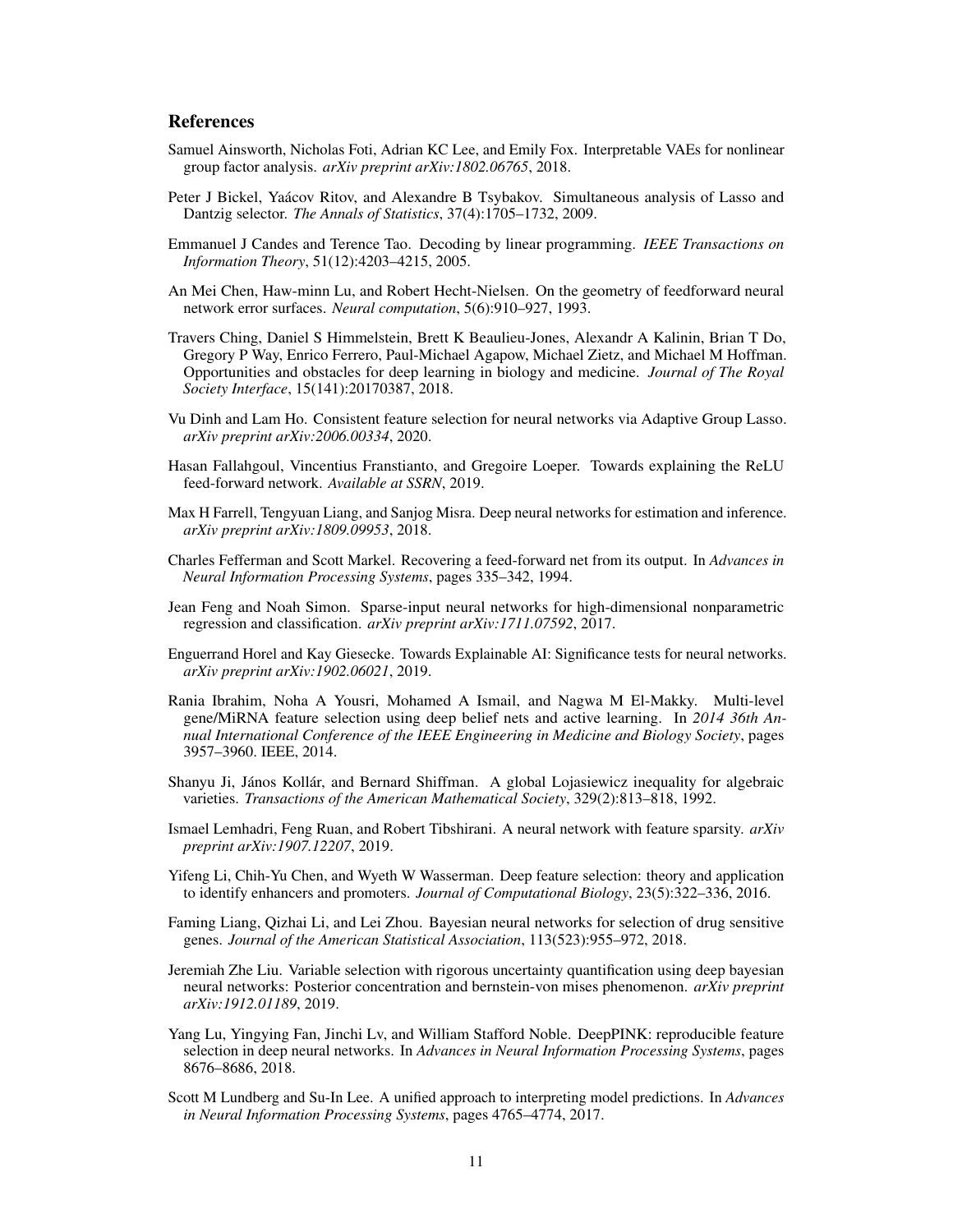## References

Samuel Ainsworth, Nicholas Foti, Adrian KC Lee, and Emily Fox. Interpretable VAEs for nonlinear group factor analysis. *arXiv preprint arXiv:1802.06765*, 2018.

Peter J Bickel, Yaácov Ritov, and Alexandre B Tsybakov. Simultaneous analysis of Lasso and Dantzig selector. *The Annals of Statistics*, 37(4):1705–1732, 2009.

Emmanuel J Candes and Terence Tao. Decoding by linear programming. *IEEE Transactions on Information Theory*, 51(12):4203–4215, 2005.

An Mei Chen, Haw-minn Lu, and Robert Hecht-Nielsen. On the geometry of feedforward neural network error surfaces. *Neural computation*, 5(6):910–927, 1993.

Travers Ching, Daniel S Himmelstein, Brett K Beaulieu-Jones, Alexandr A Kalinin, Brian T Do, Gregory P Way, Enrico Ferrero, Paul-Michael Agapow, Michael Zietz, and Michael M Hoffman. Opportunities and obstacles for deep learning in biology and medicine. *Journal of The Royal Society Interface*, 15(141):20170387, 2018.

Vu Dinh and Lam Ho. Consistent feature selection for neural networks via Adaptive Group Lasso. *arXiv preprint arXiv:2006.00334*, 2020.

Hasan Fallahgoul, Vincentius Franstianto, and Gregoire Loeper. Towards explaining the ReLU feed-forward network. *Available at SSRN*, 2019.

Max H Farrell, Tengyuan Liang, and Sanjog Misra. Deep neural networks for estimation and inference. *arXiv preprint arXiv:1809.09953*, 2018.

Charles Fefferman and Scott Markel. Recovering a feed-forward net from its output. In *Advances in Neural Information Processing Systems*, pages 335–342, 1994.

Jean Feng and Noah Simon. Sparse-input neural networks for high-dimensional nonparametric regression and classification. *arXiv preprint arXiv:1711.07592*, 2017.

Enguerrand Horel and Kay Giesecke. Towards Explainable AI: Significance tests for neural networks. *arXiv preprint arXiv:1902.06021*, 2019.

Rania Ibrahim, Noha A Yousri, Mohamed A Ismail, and Nagwa M El-Makky. Multi-level gene/MiRNA feature selection using deep belief nets and active learning. In *2014 36th Annual International Conference of the IEEE Engineering in Medicine and Biology Society*, pages 3957–3960. IEEE, 2014.

Shanyu Ji, János Kollár, and Bernard Shiffman. A global Lojasiewicz inequality for algebraic varieties. *Transactions of the American Mathematical Society*, 329(2):813–818, 1992.

Ismael Lemhadri, Feng Ruan, and Robert Tibshirani. A neural network with feature sparsity. *arXiv preprint arXiv:1907.12207*, 2019.

Yifeng Li, Chih-Yu Chen, and Wyeth W Wasserman. Deep feature selection: theory and application to identify enhancers and promoters. *Journal of Computational Biology*, 23(5):322–336, 2016.

Faming Liang, Qizhai Li, and Lei Zhou. Bayesian neural networks for selection of drug sensitive genes. *Journal of the American Statistical Association*, 113(523):955–972, 2018.

Jeremiah Zhe Liu. Variable selection with rigorous uncertainty quantification using deep bayesian neural networks: Posterior concentration and bernstein-von mises phenomenon. *arXiv preprint arXiv:1912.01189*, 2019.

Yang Lu, Yingying Fan, Jinchi Lv, and William Stafford Noble. DeepPINK: reproducible feature selection in deep neural networks. In *Advances in Neural Information Processing Systems*, pages 8676–8686, 2018.

Scott M Lundberg and Su-In Lee. A unified approach to interpreting model predictions. In *Advances in Neural Information Processing Systems*, pages 4765–4774, 2017.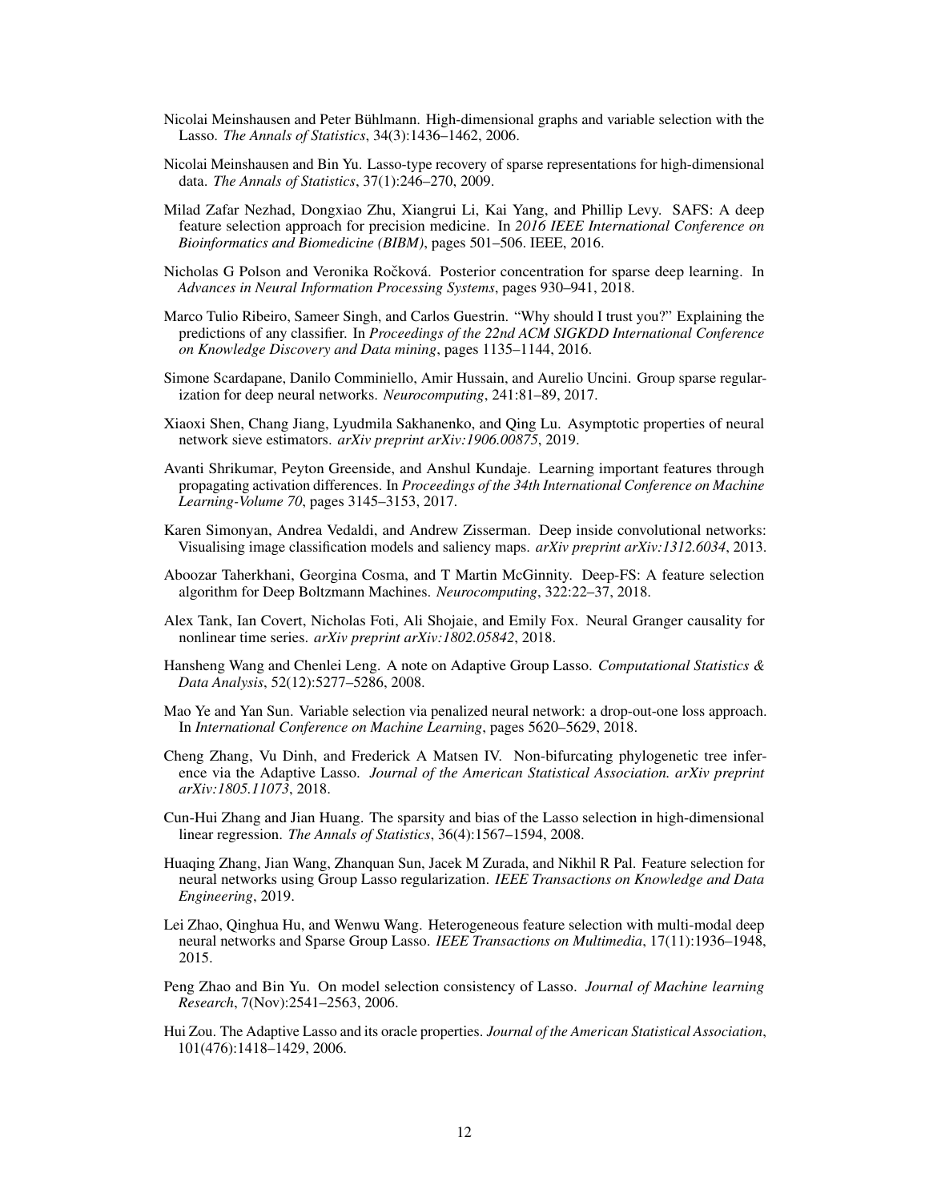Nicolai Meinshausen and Peter Bühlmann. High-dimensional graphs and variable selection with the Lasso. *The Annals of Statistics*, 34(3):1436–1462, 2006.

Nicolai Meinshausen and Bin Yu. Lasso-type recovery of sparse representations for high-dimensional data. *The Annals of Statistics*, 37(1):246–270, 2009.

Milad Zafar Nezhad, Dongxiao Zhu, Xiangrui Li, Kai Yang, and Phillip Levy. SAFS: A deep feature selection approach for precision medicine. In *2016 IEEE International Conference on Bioinformatics and Biomedicine (BIBM)*, pages 501–506. IEEE, 2016.

Nicholas G Polson and Veronika Ročková. Posterior concentration for sparse deep learning. In *Advances in Neural Information Processing Systems*, pages 930–941, 2018.

Marco Tulio Ribeiro, Sameer Singh, and Carlos Guestrin. "Why should I trust you?" Explaining the predictions of any classifier. In *Proceedings of the 22nd ACM SIGKDD International Conference on Knowledge Discovery and Data mining*, pages 1135–1144, 2016.

Simone Scardapane, Danilo Comminiello, Amir Hussain, and Aurelio Uncini. Group sparse regularization for deep neural networks. *Neurocomputing*, 241:81–89, 2017.

Xiaoxi Shen, Chang Jiang, Lyudmila Sakhanenko, and Qing Lu. Asymptotic properties of neural network sieve estimators. *arXiv preprint arXiv:1906.00875*, 2019.

Avanti Shrikumar, Peyton Greenside, and Anshul Kundaje. Learning important features through propagating activation differences. In *Proceedings of the 34th International Conference on Machine Learning-Volume 70*, pages 3145–3153, 2017.

Karen Simonyan, Andrea Vedaldi, and Andrew Zisserman. Deep inside convolutional networks: Visualising image classification models and saliency maps. *arXiv preprint arXiv:1312.6034*, 2013.

Aboozar Taherkhani, Georgina Cosma, and T Martin McGinnity. Deep-FS: A feature selection algorithm for Deep Boltzmann Machines. *Neurocomputing*, 322:22–37, 2018.

Alex Tank, Ian Covert, Nicholas Foti, Ali Shojaie, and Emily Fox. Neural Granger causality for nonlinear time series. *arXiv preprint arXiv:1802.05842*, 2018.

Hansheng Wang and Chenlei Leng. A note on Adaptive Group Lasso. *Computational Statistics & Data Analysis*, 52(12):5277–5286, 2008.

Mao Ye and Yan Sun. Variable selection via penalized neural network: a drop-out-one loss approach. In *International Conference on Machine Learning*, pages 5620–5629, 2018.

Cheng Zhang, Vu Dinh, and Frederick A Matsen IV. Non-bifurcating phylogenetic tree inference via the Adaptive Lasso. *Journal of the American Statistical Association. arXiv preprint arXiv:1805.11073*, 2018.

Cun-Hui Zhang and Jian Huang. The sparsity and bias of the Lasso selection in high-dimensional linear regression. *The Annals of Statistics*, 36(4):1567–1594, 2008.

Huaqing Zhang, Jian Wang, Zhanquan Sun, Jacek M Zurada, and Nikhil R Pal. Feature selection for neural networks using Group Lasso regularization. *IEEE Transactions on Knowledge and Data Engineering*, 2019.

Lei Zhao, Qinghua Hu, and Wenwu Wang. Heterogeneous feature selection with multi-modal deep neural networks and Sparse Group Lasso. *IEEE Transactions on Multimedia*, 17(11):1936–1948, 2015.

Peng Zhao and Bin Yu. On model selection consistency of Lasso. *Journal of Machine learning Research*, 7(Nov):2541–2563, 2006.

Hui Zou. The Adaptive Lasso and its oracle properties. *Journal of the American Statistical Association*, 101(476):1418–1429, 2006.